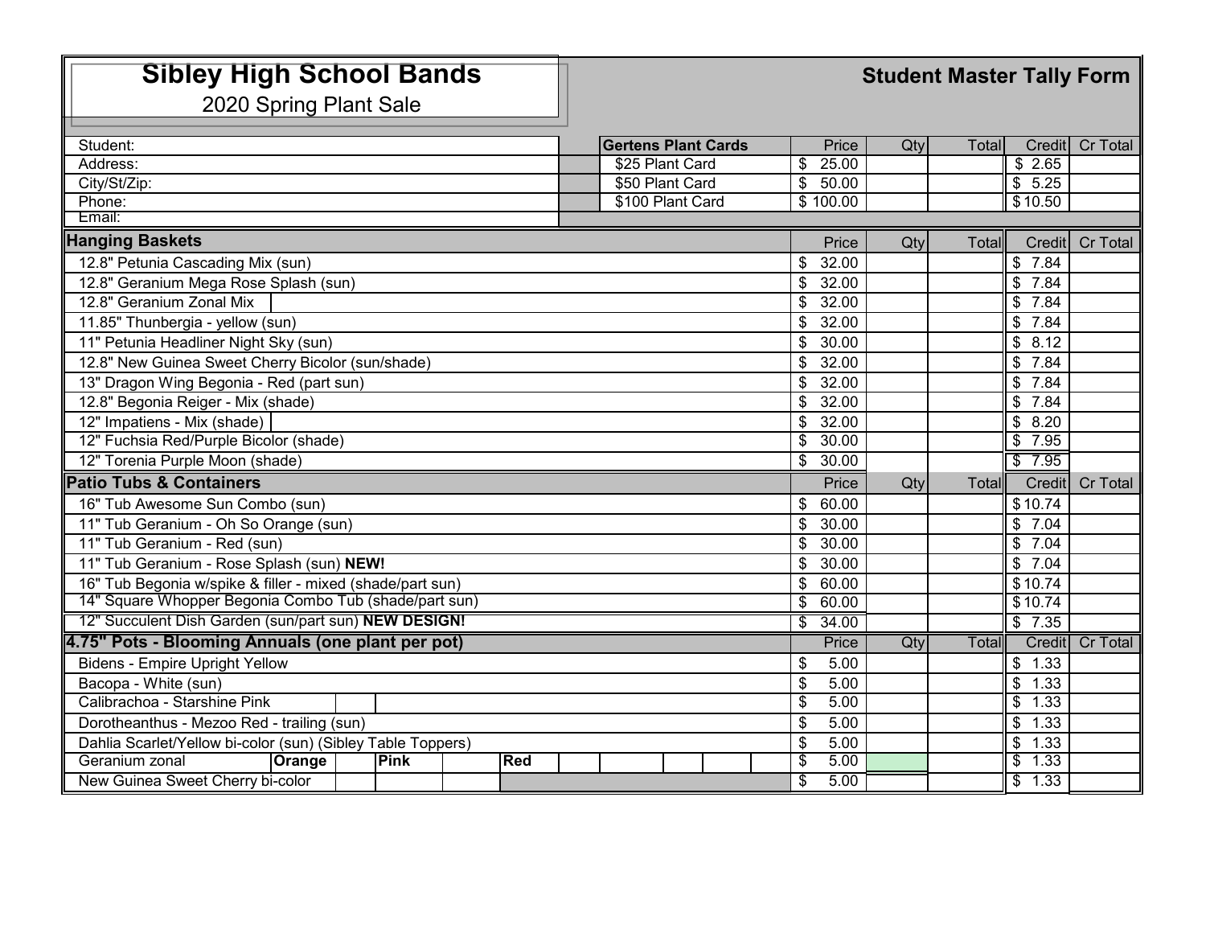# Sibley High School Bands

2020 Spring Plant Sale

**Student Master Tally Form**

| | |
|---|---|
| Student: | |
| Address: | |
| City/St/Zip: | |
| Phone: | |
| Email: | |

| Gertens Plant Cards | Price | Qty | Total | Credit | Cr Total |
|---|---|---|---|---|---|
| $25 Plant Card | $ 25.00 | | | $ 2.65 | |
| $50 Plant Card | $ 50.00 | | | $ 5.25 | |
| $100 Plant Card | $ 100.00 | | | $ 10.50 | |

| Hanging Baskets | Price | Qty | Total | Credit | Cr Total |
|---|---|---|---|---|---|
| 12.8" Petunia Cascading Mix (sun) | $ 32.00 | | | $ 7.84 | |
| 12.8" Geranium Mega Rose Splash (sun) | $ 32.00 | | | $ 7.84 | |
| 12.8" Geranium Zonal Mix | $ 32.00 | | | $ 7.84 | |
| 11.85" Thunbergia - yellow (sun) | $ 32.00 | | | $ 7.84 | |
| 11" Petunia Headliner Night Sky (sun) | $ 30.00 | | | $ 8.12 | |
| 12.8" New Guinea Sweet Cherry Bicolor (sun/shade) | $ 32.00 | | | $ 7.84 | |
| 13" Dragon Wing Begonia - Red (part sun) | $ 32.00 | | | $ 7.84 | |
| 12.8" Begonia Reiger - Mix (shade) | $ 32.00 | | | $ 7.84 | |
| 12" Impatiens - Mix (shade) | $ 32.00 | | | $ 8.20 | |
| 12" Fuchsia Red/Purple Bicolor (shade) | $ 30.00 | | | $ 7.95 | |
| 12" Torenia Purple Moon (shade) | $ 30.00 | | | $ 7.95 | |

| Patio Tubs & Containers | Price | Qty | Total | Credit | Cr Total |
|---|---|---|---|---|---|
| 16" Tub Awesome Sun Combo (sun) | $ 60.00 | | | $ 10.74 | |
| 11" Tub Geranium - Oh So Orange (sun) | $ 30.00 | | | $ 7.04 | |
| 11" Tub Geranium - Red (sun) | $ 30.00 | | | $ 7.04 | |
| 11" Tub Geranium - Rose Splash (sun) **NEW!** | $ 30.00 | | | $ 7.04 | |
| 16" Tub Begonia w/spike & filler - mixed (shade/part sun) | $ 60.00 | | | $ 10.74 | |
| 14" Square Whopper Begonia Combo Tub (shade/part sun) | $ 60.00 | | | $ 10.74 | |
| 12" Succulent Dish Garden (sun/part sun) **NEW DESIGN!** | $ 34.00 | | | $ 7.35 | |

| 4.75" Pots - Blooming Annuals (one plant per pot) | | | | Price | Qty | Total | Credit | Cr Total |
|---|---|---|---|---|---|---|---|---|
| Bidens - Empire Upright Yellow | | | | $ 5.00 | | | $ 1.33 | |
| Bacopa - White (sun) | | | | $ 5.00 | | | $ 1.33 | |
| Calibrachoa - Starshine Pink | | | | $ 5.00 | | | $ 1.33 | |
| Dorotheanthus - Mezoo Red - trailing (sun) | | | | $ 5.00 | | | $ 1.33 | |
| Dahlia Scarlet/Yellow bi-color (sun) (Sibley Table Toppers) | | | | $ 5.00 | | | $ 1.33 | |
| Geranium zonal | **Orange** | **Pink** | **Red** | $ 5.00 | | | $ 1.33 | |
| New Guinea Sweet Cherry bi-color | | | | $ 5.00 | | | $ 1.33 | |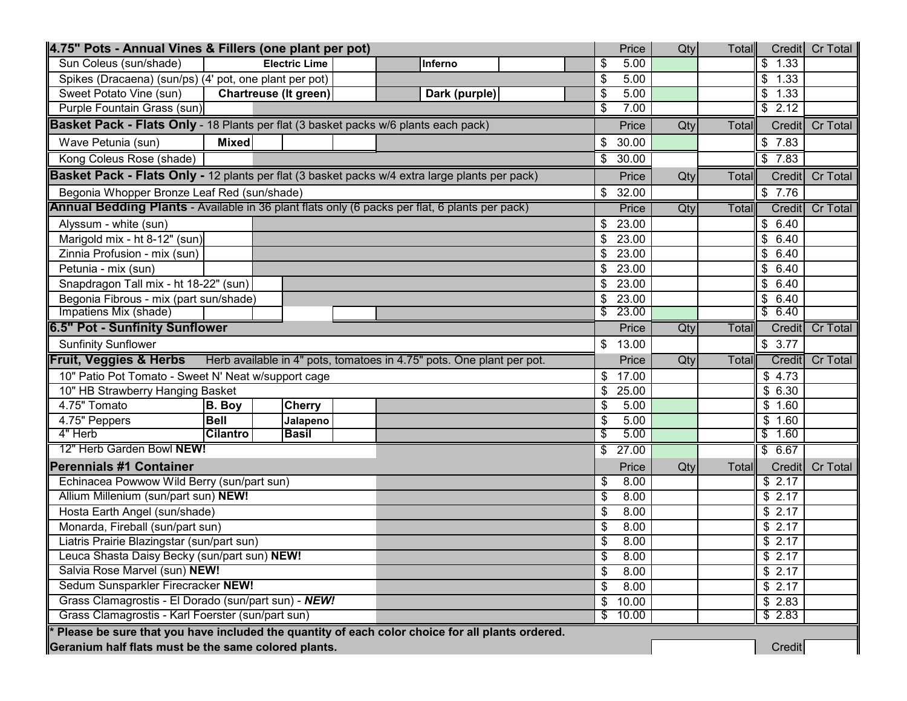| 4.75" Pots - Annual Vines & Fillers (one plant per pot) | | | | | Price | Qty | Total | Credit | Cr Total |
|---|---|---|---|---|---|---|---|---|---|
| Sun Coleus (sun/shade) | Electric Lime | | Inferno | | $ 5.00 | | | $ 1.33 | |
| Spikes (Dracaena) (sun/ps) (4' pot, one plant per pot) | | | | | $ 5.00 | | | $ 1.33 | |
| Sweet Potato Vine (sun) | Chartreuse (lt green) | | Dark (purple) | | $ 5.00 | | | $ 1.33 | |
| Purple Fountain Grass (sun) | | | | | $ 7.00 | | | $ 2.12 | |
| **Basket Pack - Flats Only** - 18 Plants per flat (3 basket packs w/6 plants each pack) | | | | | Price | Qty | Total | Credit | Cr Total |
| Wave Petunia (sun) | Mixed | | | | $ 30.00 | | | $ 7.83 | |
| Kong Coleus Rose (shade) | | | | | $ 30.00 | | | $ 7.83 | |
| **Basket Pack - Flats Only** - 12 plants per flat (3 basket packs w/4 extra large plants per pack) | | | | | Price | Qty | Total | Credit | Cr Total |
| Begonia Whopper Bronze Leaf Red (sun/shade) | | | | | $ 32.00 | | | $ 7.76 | |
| **Annual Bedding Plants** - Available in 36 plant flats only (6 packs per flat, 6 plants per pack) | | | | | Price | Qty | Total | Credit | Cr Total |
| Alyssum - white (sun) | | | | | $ 23.00 | | | $ 6.40 | |
| Marigold mix - ht 8-12" (sun) | | | | | $ 23.00 | | | $ 6.40 | |
| Zinnia Profusion - mix (sun) | | | | | $ 23.00 | | | $ 6.40 | |
| Petunia - mix (sun) | | | | | $ 23.00 | | | $ 6.40 | |
| Snapdragon Tall mix - ht 18-22" (sun) | | | | | $ 23.00 | | | $ 6.40 | |
| Begonia Fibrous - mix (part sun/shade) | | | | | $ 23.00 | | | $ 6.40 | |
| Impatiens Mix (shade) | | | | | $ 23.00 | | | $ 6.40 | |
| **6.5" Pot - Sunfinity Sunflower** | | | | | Price | Qty | Total | Credit | Cr Total |
| Sunfinity Sunflower | | | | | $ 13.00 | | | $ 3.77 | |
| **Fruit, Veggies & Herbs** Herb available in 4" pots, tomatoes in 4.75" pots. One plant per pot. | | | | | Price | Qty | Total | Credit | Cr Total |
| 10" Patio Pot Tomato - Sweet N' Neat w/support cage | | | | | $ 17.00 | | | $ 4.73 | |
| 10" HB Strawberry Hanging Basket | | | | | $ 25.00 | | | $ 6.30 | |
| 4.75" Tomato | B. Boy | Cherry | | | $ 5.00 | | | $ 1.60 | |
| 4.75" Peppers | Bell | Jalapeno | | | $ 5.00 | | | $ 1.60 | |
| 4" Herb | Cilantro | Basil | | | $ 5.00 | | | $ 1.60 | |
| 12" Herb Garden Bowl **NEW!** | | | | | $ 27.00 | | | $ 6.67 | |
| **Perennials #1 Container** | | | | | Price | Qty | Total | Credit | Cr Total |
| Echinacea Powwow Wild Berry (sun/part sun) | | | | | $ 8.00 | | | $ 2.17 | |
| Allium Millenium (sun/part sun) **NEW!** | | | | | $ 8.00 | | | $ 2.17 | |
| Hosta Earth Angel (sun/shade) | | | | | $ 8.00 | | | $ 2.17 | |
| Monarda, Fireball (sun/part sun) | | | | | $ 8.00 | | | $ 2.17 | |
| Liatris Prairie Blazingstar (sun/part sun) | | | | | $ 8.00 | | | $ 2.17 | |
| Leuca Shasta Daisy Becky (sun/part sun) **NEW!** | | | | | $ 8.00 | | | $ 2.17 | |
| Salvia Rose Marvel (sun) **NEW!** | | | | | $ 8.00 | | | $ 2.17 | |
| Sedum Sunsparkler Firecracker **NEW!** | | | | | $ 8.00 | | | $ 2.17 | |
| Grass Clamagrostis - El Dorado (sun/part sun) - ***NEW!*** | | | | | $ 10.00 | | | $ 2.83 | |
| Grass Clamagrostis - Karl Foerster (sun/part sun) | | | | | $ 10.00 | | | $ 2.83 | |

**\* Please be sure that you have included the quantity of each color choice for all plants ordered.**

**Geranium half flats must be the same colored plants.**

| | | | |
|---|---|---|---|
| | | Credit | |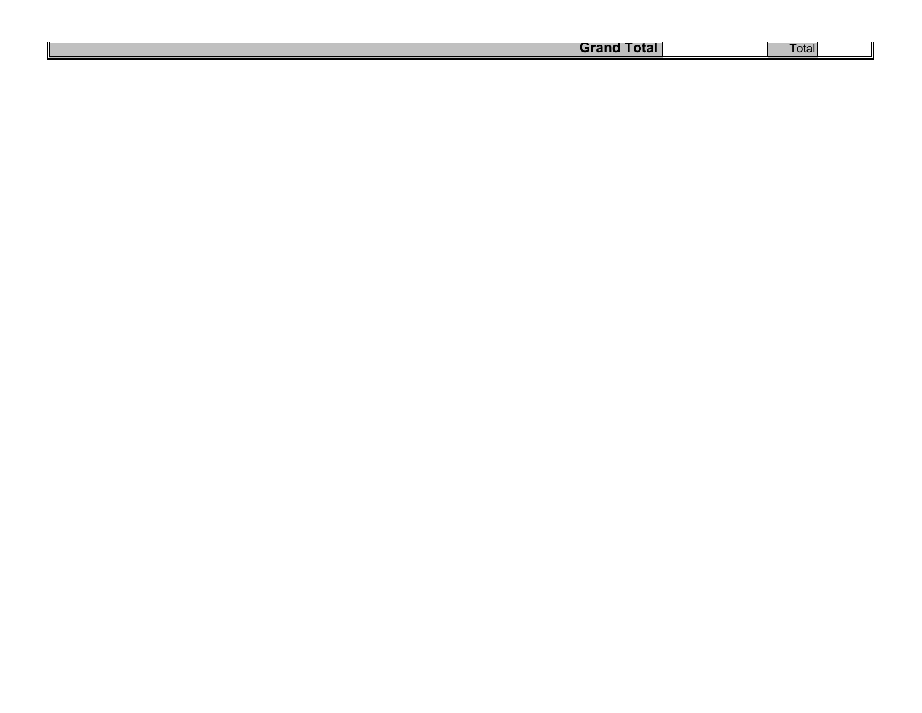| | | | | |
|---|---|---|---|---|
| **Grand Total** | | | Total | |